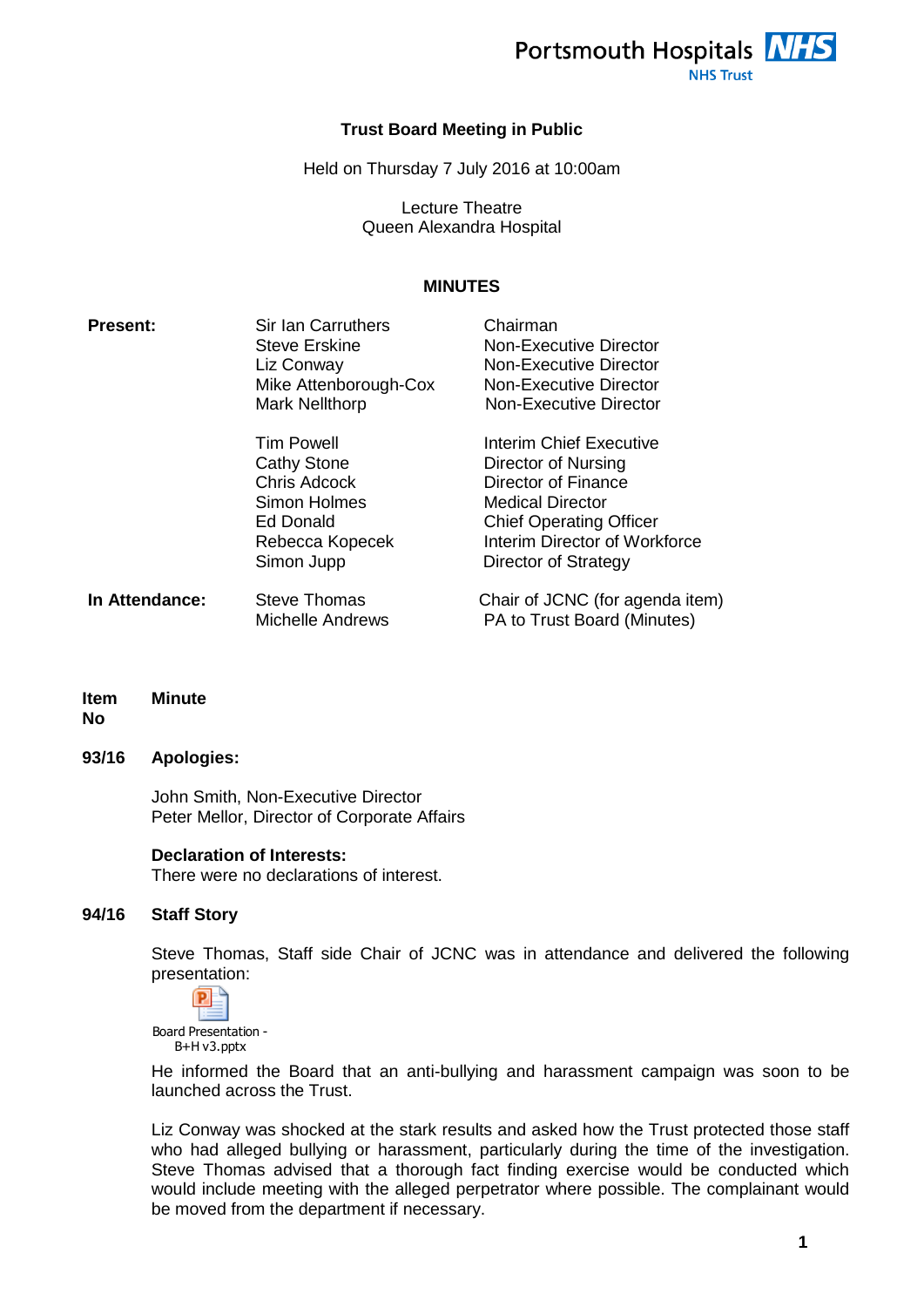Portsmouth Hospitals NHS Trust

# Trust Board Meeting in Public

Held on Thursday 7 July 2016 at 10:00am

Lecture Theatre
Queen Alexandra Hospital

## MINUTES

| | | |
|---|---|---|
| **Present:** | Sir Ian Carruthers | Chairman |
| | Steve Erskine | Non-Executive Director |
| | Liz Conway | Non-Executive Director |
| | Mike Attenborough-Cox | Non-Executive Director |
| | Mark Nellthorp | Non-Executive Director |
| | Tim Powell | Interim Chief Executive |
| | Cathy Stone | Director of Nursing |
| | Chris Adcock | Director of Finance |
| | Simon Holmes | Medical Director |
| | Ed Donald | Chief Operating Officer |
| | Rebecca Kopecek | Interim Director of Workforce |
| | Simon Jupp | Director of Strategy |
| **In Attendance:** | Steve Thomas | Chair of JCNC (for agenda item) |
| | Michelle Andrews | PA to Trust Board (Minutes) |

| **Item No** | **Minute** |
|---|---|

**93/16 Apologies:**

John Smith, Non-Executive Director
Peter Mellor, Director of Corporate Affairs

**Declaration of Interests:**
There were no declarations of interest.

**94/16 Staff Story**

Steve Thomas, Staff side Chair of JCNC was in attendance and delivered the following presentation:

Board Presentation - B+H v3.pptx

He informed the Board that an anti-bullying and harassment campaign was soon to be launched across the Trust.

Liz Conway was shocked at the stark results and asked how the Trust protected those staff who had alleged bullying or harassment, particularly during the time of the investigation. Steve Thomas advised that a thorough fact finding exercise would be conducted which would include meeting with the alleged perpetrator where possible. The complainant would be moved from the department if necessary.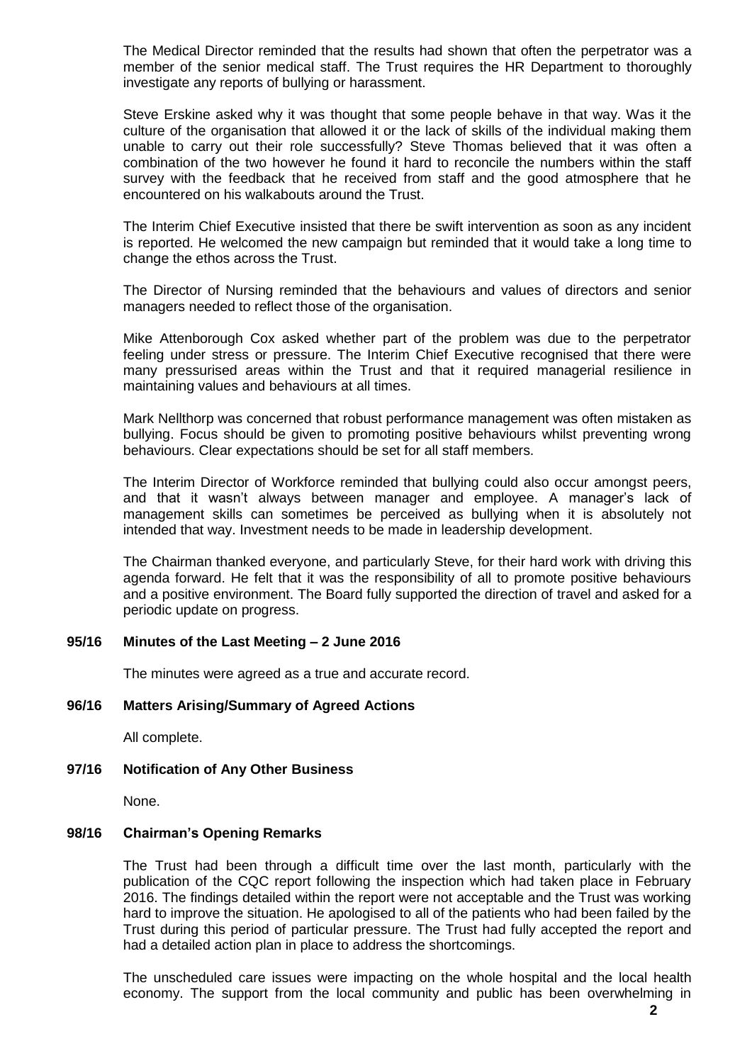The Medical Director reminded that the results had shown that often the perpetrator was a member of the senior medical staff. The Trust requires the HR Department to thoroughly investigate any reports of bullying or harassment.

Steve Erskine asked why it was thought that some people behave in that way. Was it the culture of the organisation that allowed it or the lack of skills of the individual making them unable to carry out their role successfully? Steve Thomas believed that it was often a combination of the two however he found it hard to reconcile the numbers within the staff survey with the feedback that he received from staff and the good atmosphere that he encountered on his walkabouts around the Trust.

The Interim Chief Executive insisted that there be swift intervention as soon as any incident is reported. He welcomed the new campaign but reminded that it would take a long time to change the ethos across the Trust.

The Director of Nursing reminded that the behaviours and values of directors and senior managers needed to reflect those of the organisation.

Mike Attenborough Cox asked whether part of the problem was due to the perpetrator feeling under stress or pressure. The Interim Chief Executive recognised that there were many pressurised areas within the Trust and that it required managerial resilience in maintaining values and behaviours at all times.

Mark Nellthorp was concerned that robust performance management was often mistaken as bullying. Focus should be given to promoting positive behaviours whilst preventing wrong behaviours. Clear expectations should be set for all staff members.

The Interim Director of Workforce reminded that bullying could also occur amongst peers, and that it wasn't always between manager and employee. A manager's lack of management skills can sometimes be perceived as bullying when it is absolutely not intended that way. Investment needs to be made in leadership development.

The Chairman thanked everyone, and particularly Steve, for their hard work with driving this agenda forward. He felt that it was the responsibility of all to promote positive behaviours and a positive environment. The Board fully supported the direction of travel and asked for a periodic update on progress.

**95/16 Minutes of the Last Meeting – 2 June 2016**

The minutes were agreed as a true and accurate record.

**96/16 Matters Arising/Summary of Agreed Actions**

All complete.

**97/16 Notification of Any Other Business**

None.

**98/16 Chairman's Opening Remarks**

The Trust had been through a difficult time over the last month, particularly with the publication of the CQC report following the inspection which had taken place in February 2016. The findings detailed within the report were not acceptable and the Trust was working hard to improve the situation. He apologised to all of the patients who had been failed by the Trust during this period of particular pressure. The Trust had fully accepted the report and had a detailed action plan in place to address the shortcomings.

The unscheduled care issues were impacting on the whole hospital and the local health economy. The support from the local community and public has been overwhelming in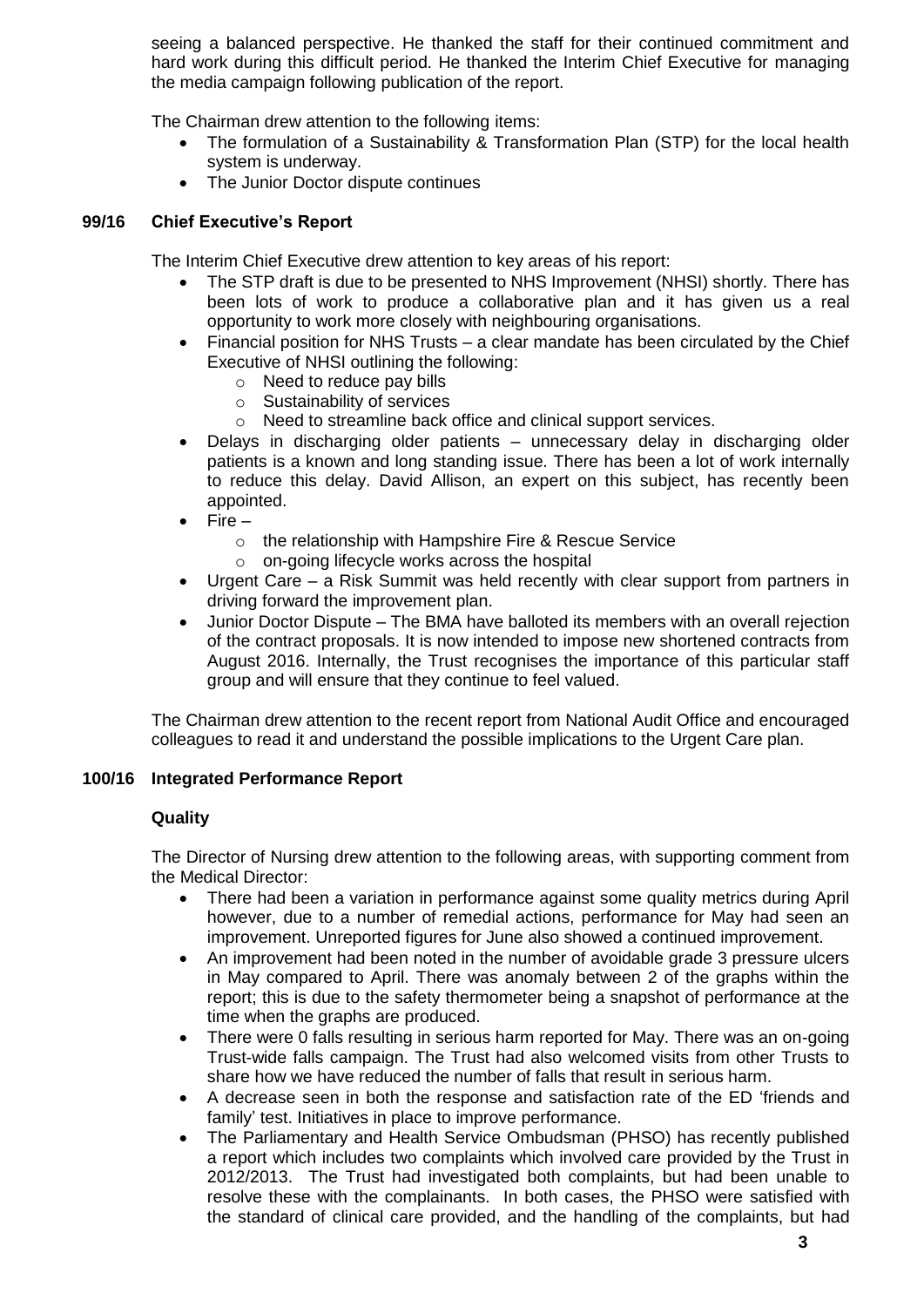seeing a balanced perspective. He thanked the staff for their continued commitment and hard work during this difficult period. He thanked the Interim Chief Executive for managing the media campaign following publication of the report.

The Chairman drew attention to the following items:

- The formulation of a Sustainability & Transformation Plan (STP) for the local health system is underway.
- The Junior Doctor dispute continues

## 99/16 Chief Executive's Report

The Interim Chief Executive drew attention to key areas of his report:

- The STP draft is due to be presented to NHS Improvement (NHSI) shortly. There has been lots of work to produce a collaborative plan and it has given us a real opportunity to work more closely with neighbouring organisations.
- Financial position for NHS Trusts – a clear mandate has been circulated by the Chief Executive of NHSI outlining the following:
  - Need to reduce pay bills
  - Sustainability of services
  - Need to streamline back office and clinical support services.
- Delays in discharging older patients – unnecessary delay in discharging older patients is a known and long standing issue. There has been a lot of work internally to reduce this delay. David Allison, an expert on this subject, has recently been appointed.
- Fire –
  - the relationship with Hampshire Fire & Rescue Service
  - on-going lifecycle works across the hospital
- Urgent Care – a Risk Summit was held recently with clear support from partners in driving forward the improvement plan.
- Junior Doctor Dispute – The BMA have balloted its members with an overall rejection of the contract proposals. It is now intended to impose new shortened contracts from August 2016. Internally, the Trust recognises the importance of this particular staff group and will ensure that they continue to feel valued.

The Chairman drew attention to the recent report from National Audit Office and encouraged colleagues to read it and understand the possible implications to the Urgent Care plan.

## 100/16 Integrated Performance Report

### Quality

The Director of Nursing drew attention to the following areas, with supporting comment from the Medical Director:

- There had been a variation in performance against some quality metrics during April however, due to a number of remedial actions, performance for May had seen an improvement. Unreported figures for June also showed a continued improvement.
- An improvement had been noted in the number of avoidable grade 3 pressure ulcers in May compared to April. There was anomaly between 2 of the graphs within the report; this is due to the safety thermometer being a snapshot of performance at the time when the graphs are produced.
- There were 0 falls resulting in serious harm reported for May. There was an on-going Trust-wide falls campaign. The Trust had also welcomed visits from other Trusts to share how we have reduced the number of falls that result in serious harm.
- A decrease seen in both the response and satisfaction rate of the ED 'friends and family' test. Initiatives in place to improve performance.
- The Parliamentary and Health Service Ombudsman (PHSO) has recently published a report which includes two complaints which involved care provided by the Trust in 2012/2013. The Trust had investigated both complaints, but had been unable to resolve these with the complainants. In both cases, the PHSO were satisfied with the standard of clinical care provided, and the handling of the complaints, but had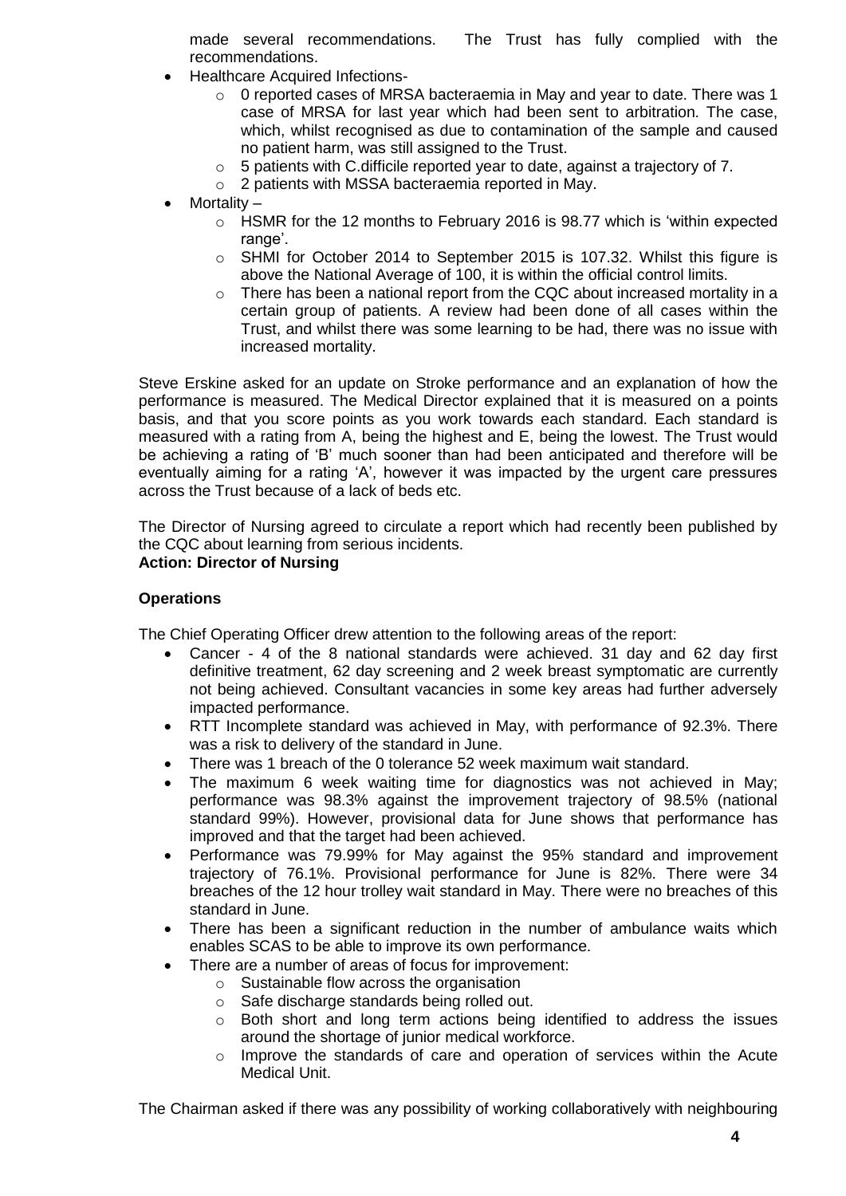made several recommendations. The Trust has fully complied with the recommendations.

- Healthcare Acquired Infections-
  - 0 reported cases of MRSA bacteraemia in May and year to date. There was 1 case of MRSA for last year which had been sent to arbitration. The case, which, whilst recognised as due to contamination of the sample and caused no patient harm, was still assigned to the Trust.
  - 5 patients with C.difficile reported year to date, against a trajectory of 7.
  - 2 patients with MSSA bacteraemia reported in May.
- Mortality –
  - HSMR for the 12 months to February 2016 is 98.77 which is 'within expected range'.
  - SHMI for October 2014 to September 2015 is 107.32. Whilst this figure is above the National Average of 100, it is within the official control limits.
  - There has been a national report from the CQC about increased mortality in a certain group of patients. A review had been done of all cases within the Trust, and whilst there was some learning to be had, there was no issue with increased mortality.

Steve Erskine asked for an update on Stroke performance and an explanation of how the performance is measured. The Medical Director explained that it is measured on a points basis, and that you score points as you work towards each standard. Each standard is measured with a rating from A, being the highest and E, being the lowest. The Trust would be achieving a rating of 'B' much sooner than had been anticipated and therefore will be eventually aiming for a rating 'A', however it was impacted by the urgent care pressures across the Trust because of a lack of beds etc.

The Director of Nursing agreed to circulate a report which had recently been published by the CQC about learning from serious incidents.
**Action: Director of Nursing**

**Operations**

The Chief Operating Officer drew attention to the following areas of the report:

- Cancer - 4 of the 8 national standards were achieved. 31 day and 62 day first definitive treatment, 62 day screening and 2 week breast symptomatic are currently not being achieved. Consultant vacancies in some key areas had further adversely impacted performance.
- RTT Incomplete standard was achieved in May, with performance of 92.3%. There was a risk to delivery of the standard in June.
- There was 1 breach of the 0 tolerance 52 week maximum wait standard.
- The maximum 6 week waiting time for diagnostics was not achieved in May; performance was 98.3% against the improvement trajectory of 98.5% (national standard 99%). However, provisional data for June shows that performance has improved and that the target had been achieved.
- Performance was 79.99% for May against the 95% standard and improvement trajectory of 76.1%. Provisional performance for June is 82%. There were 34 breaches of the 12 hour trolley wait standard in May. There were no breaches of this standard in June.
- There has been a significant reduction in the number of ambulance waits which enables SCAS to be able to improve its own performance.
- There are a number of areas of focus for improvement:
  - Sustainable flow across the organisation
  - Safe discharge standards being rolled out.
  - Both short and long term actions being identified to address the issues around the shortage of junior medical workforce.
  - Improve the standards of care and operation of services within the Acute Medical Unit.

The Chairman asked if there was any possibility of working collaboratively with neighbouring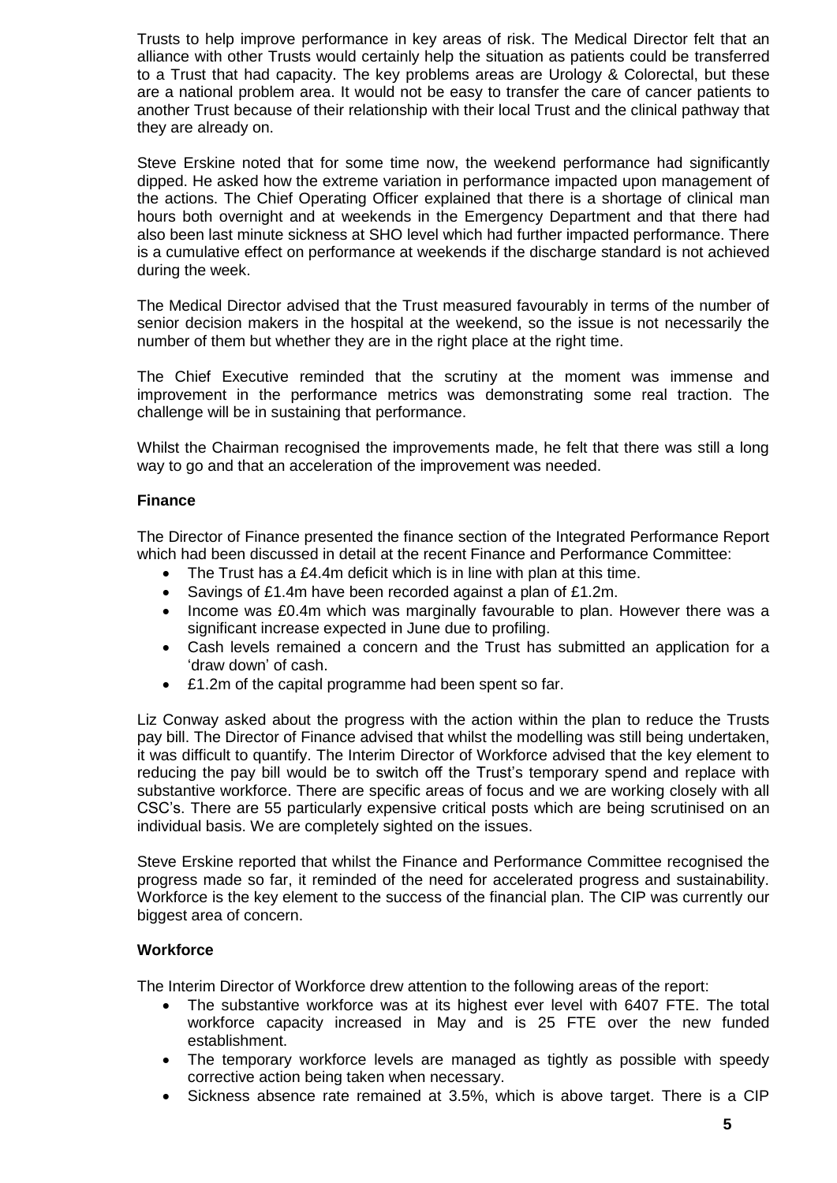Trusts to help improve performance in key areas of risk. The Medical Director felt that an alliance with other Trusts would certainly help the situation as patients could be transferred to a Trust that had capacity. The key problems areas are Urology & Colorectal, but these are a national problem area. It would not be easy to transfer the care of cancer patients to another Trust because of their relationship with their local Trust and the clinical pathway that they are already on.

Steve Erskine noted that for some time now, the weekend performance had significantly dipped. He asked how the extreme variation in performance impacted upon management of the actions. The Chief Operating Officer explained that there is a shortage of clinical man hours both overnight and at weekends in the Emergency Department and that there had also been last minute sickness at SHO level which had further impacted performance. There is a cumulative effect on performance at weekends if the discharge standard is not achieved during the week.

The Medical Director advised that the Trust measured favourably in terms of the number of senior decision makers in the hospital at the weekend, so the issue is not necessarily the number of them but whether they are in the right place at the right time.

The Chief Executive reminded that the scrutiny at the moment was immense and improvement in the performance metrics was demonstrating some real traction. The challenge will be in sustaining that performance.

Whilst the Chairman recognised the improvements made, he felt that there was still a long way to go and that an acceleration of the improvement was needed.

**Finance**

The Director of Finance presented the finance section of the Integrated Performance Report which had been discussed in detail at the recent Finance and Performance Committee:

- The Trust has a £4.4m deficit which is in line with plan at this time.
- Savings of £1.4m have been recorded against a plan of £1.2m.
- Income was £0.4m which was marginally favourable to plan. However there was a significant increase expected in June due to profiling.
- Cash levels remained a concern and the Trust has submitted an application for a 'draw down' of cash.
- £1.2m of the capital programme had been spent so far.

Liz Conway asked about the progress with the action within the plan to reduce the Trusts pay bill. The Director of Finance advised that whilst the modelling was still being undertaken, it was difficult to quantify. The Interim Director of Workforce advised that the key element to reducing the pay bill would be to switch off the Trust's temporary spend and replace with substantive workforce. There are specific areas of focus and we are working closely with all CSC's. There are 55 particularly expensive critical posts which are being scrutinised on an individual basis. We are completely sighted on the issues.

Steve Erskine reported that whilst the Finance and Performance Committee recognised the progress made so far, it reminded of the need for accelerated progress and sustainability. Workforce is the key element to the success of the financial plan. The CIP was currently our biggest area of concern.

**Workforce**

The Interim Director of Workforce drew attention to the following areas of the report:

- The substantive workforce was at its highest ever level with 6407 FTE. The total workforce capacity increased in May and is 25 FTE over the new funded establishment.
- The temporary workforce levels are managed as tightly as possible with speedy corrective action being taken when necessary.
- Sickness absence rate remained at 3.5%, which is above target. There is a CIP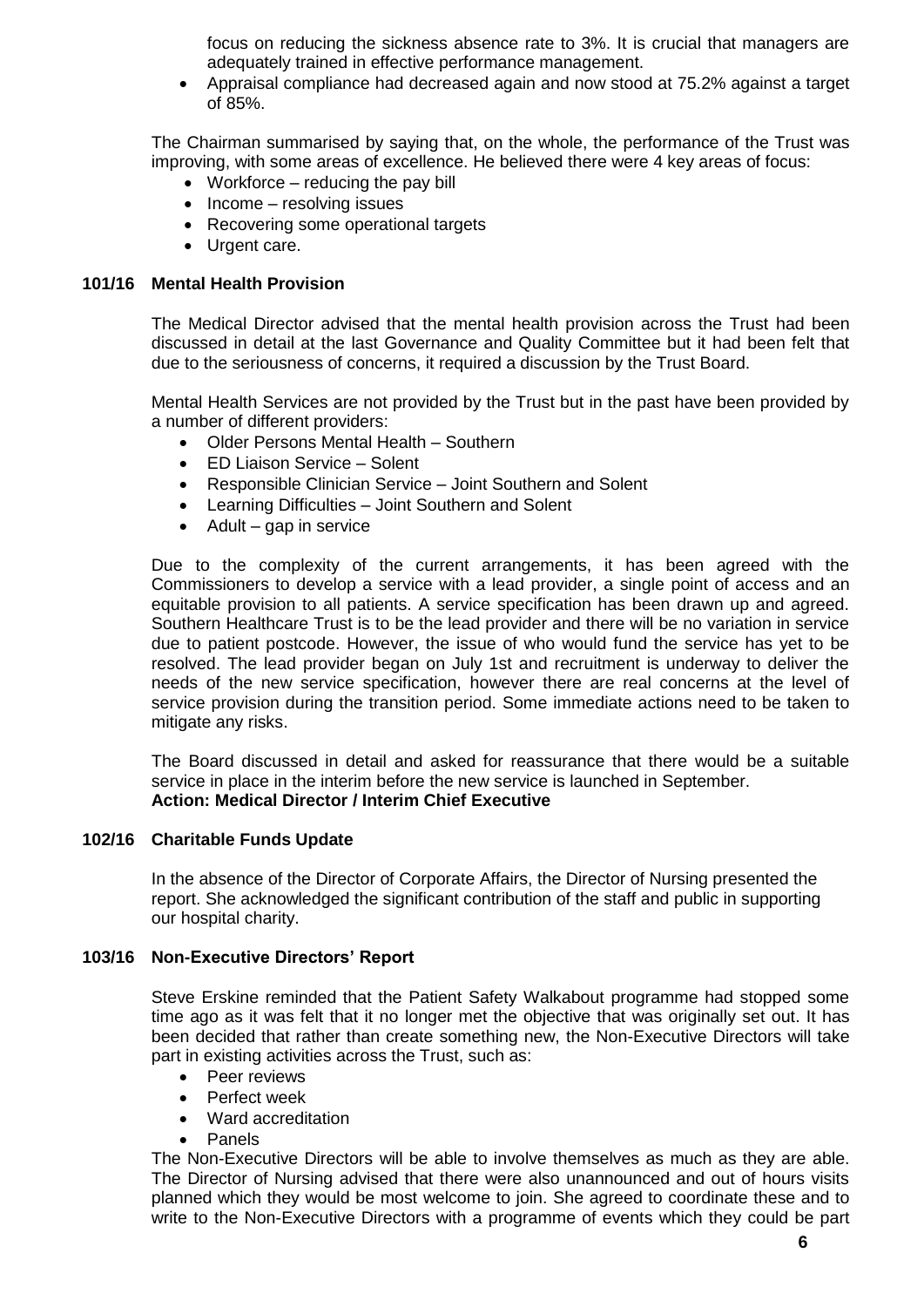focus on reducing the sickness absence rate to 3%. It is crucial that managers are adequately trained in effective performance management.

- Appraisal compliance had decreased again and now stood at 75.2% against a target of 85%.

The Chairman summarised by saying that, on the whole, the performance of the Trust was improving, with some areas of excellence. He believed there were 4 key areas of focus:

- Workforce – reducing the pay bill
- Income – resolving issues
- Recovering some operational targets
- Urgent care.

## 101/16 Mental Health Provision

The Medical Director advised that the mental health provision across the Trust had been discussed in detail at the last Governance and Quality Committee but it had been felt that due to the seriousness of concerns, it required a discussion by the Trust Board.

Mental Health Services are not provided by the Trust but in the past have been provided by a number of different providers:

- Older Persons Mental Health – Southern
- ED Liaison Service – Solent
- Responsible Clinician Service – Joint Southern and Solent
- Learning Difficulties – Joint Southern and Solent
- Adult – gap in service

Due to the complexity of the current arrangements, it has been agreed with the Commissioners to develop a service with a lead provider, a single point of access and an equitable provision to all patients. A service specification has been drawn up and agreed. Southern Healthcare Trust is to be the lead provider and there will be no variation in service due to patient postcode. However, the issue of who would fund the service has yet to be resolved. The lead provider began on July 1st and recruitment is underway to deliver the needs of the new service specification, however there are real concerns at the level of service provision during the transition period. Some immediate actions need to be taken to mitigate any risks.

The Board discussed in detail and asked for reassurance that there would be a suitable service in place in the interim before the new service is launched in September.
**Action: Medical Director / Interim Chief Executive**

## 102/16 Charitable Funds Update

In the absence of the Director of Corporate Affairs, the Director of Nursing presented the report. She acknowledged the significant contribution of the staff and public in supporting our hospital charity.

## 103/16 Non-Executive Directors' Report

Steve Erskine reminded that the Patient Safety Walkabout programme had stopped some time ago as it was felt that it no longer met the objective that was originally set out. It has been decided that rather than create something new, the Non-Executive Directors will take part in existing activities across the Trust, such as:

- Peer reviews
- Perfect week
- Ward accreditation
- Panels

The Non-Executive Directors will be able to involve themselves as much as they are able. The Director of Nursing advised that there were also unannounced and out of hours visits planned which they would be most welcome to join. She agreed to coordinate these and to write to the Non-Executive Directors with a programme of events which they could be part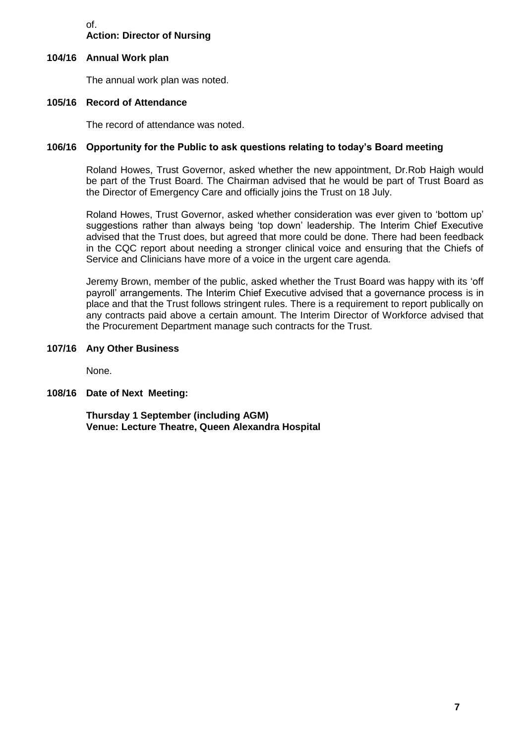of.
**Action: Director of Nursing**

**104/16 Annual Work plan**

The annual work plan was noted.

**105/16 Record of Attendance**

The record of attendance was noted.

**106/16 Opportunity for the Public to ask questions relating to today's Board meeting**

Roland Howes, Trust Governor, asked whether the new appointment, Dr.Rob Haigh would be part of the Trust Board. The Chairman advised that he would be part of Trust Board as the Director of Emergency Care and officially joins the Trust on 18 July.

Roland Howes, Trust Governor, asked whether consideration was ever given to 'bottom up' suggestions rather than always being 'top down' leadership. The Interim Chief Executive advised that the Trust does, but agreed that more could be done. There had been feedback in the CQC report about needing a stronger clinical voice and ensuring that the Chiefs of Service and Clinicians have more of a voice in the urgent care agenda.

Jeremy Brown, member of the public, asked whether the Trust Board was happy with its 'off payroll' arrangements. The Interim Chief Executive advised that a governance process is in place and that the Trust follows stringent rules. There is a requirement to report publically on any contracts paid above a certain amount. The Interim Director of Workforce advised that the Procurement Department manage such contracts for the Trust.

**107/16 Any Other Business**

None.

**108/16 Date of Next Meeting:**

**Thursday 1 September (including AGM)**
**Venue: Lecture Theatre, Queen Alexandra Hospital**